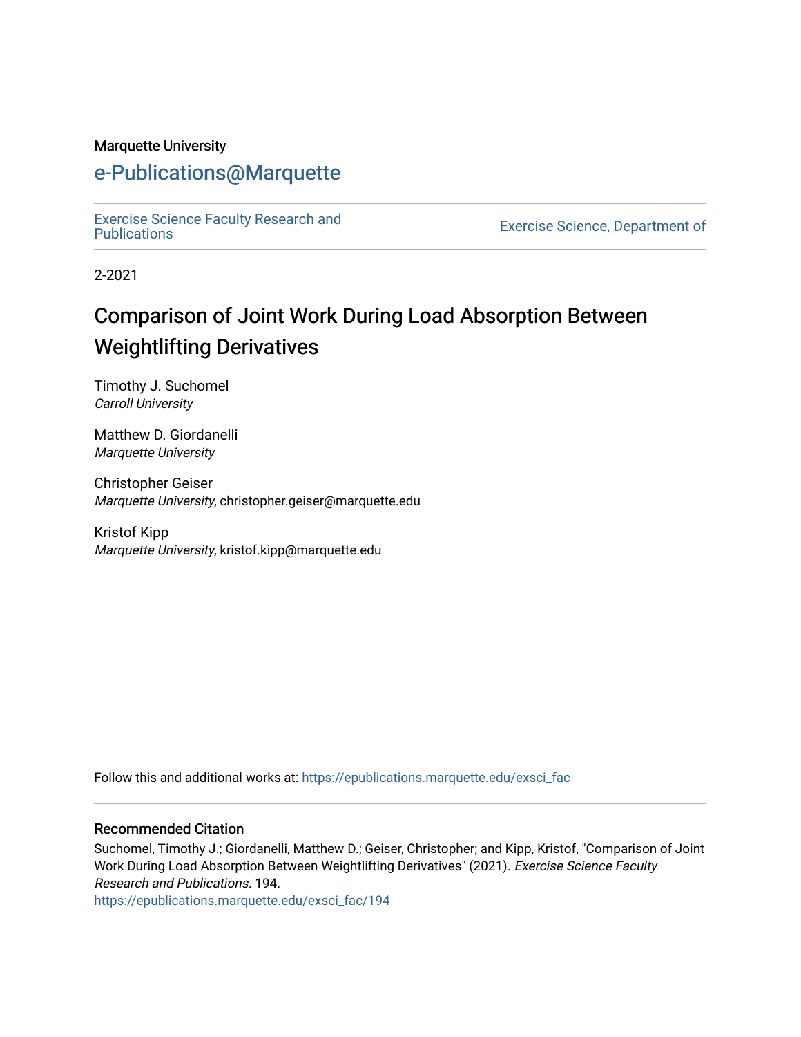Marquette University

# e-Publications@Marquette

Exercise Science Faculty Research and Publications

Exercise Science, Department of

2-2021

# Comparison of Joint Work During Load Absorption Between Weightlifting Derivatives

Timothy J. Suchomel
*Carroll University*

Matthew D. Giordanelli
*Marquette University*

Christopher Geiser
*Marquette University*, christopher.geiser@marquette.edu

Kristof Kipp
*Marquette University*, kristof.kipp@marquette.edu

Follow this and additional works at: https://epublications.marquette.edu/exsci_fac

## Recommended Citation

Suchomel, Timothy J.; Giordanelli, Matthew D.; Geiser, Christopher; and Kipp, Kristof, "Comparison of Joint Work During Load Absorption Between Weightlifting Derivatives" (2021). *Exercise Science Faculty Research and Publications*. 194.
https://epublications.marquette.edu/exsci_fac/194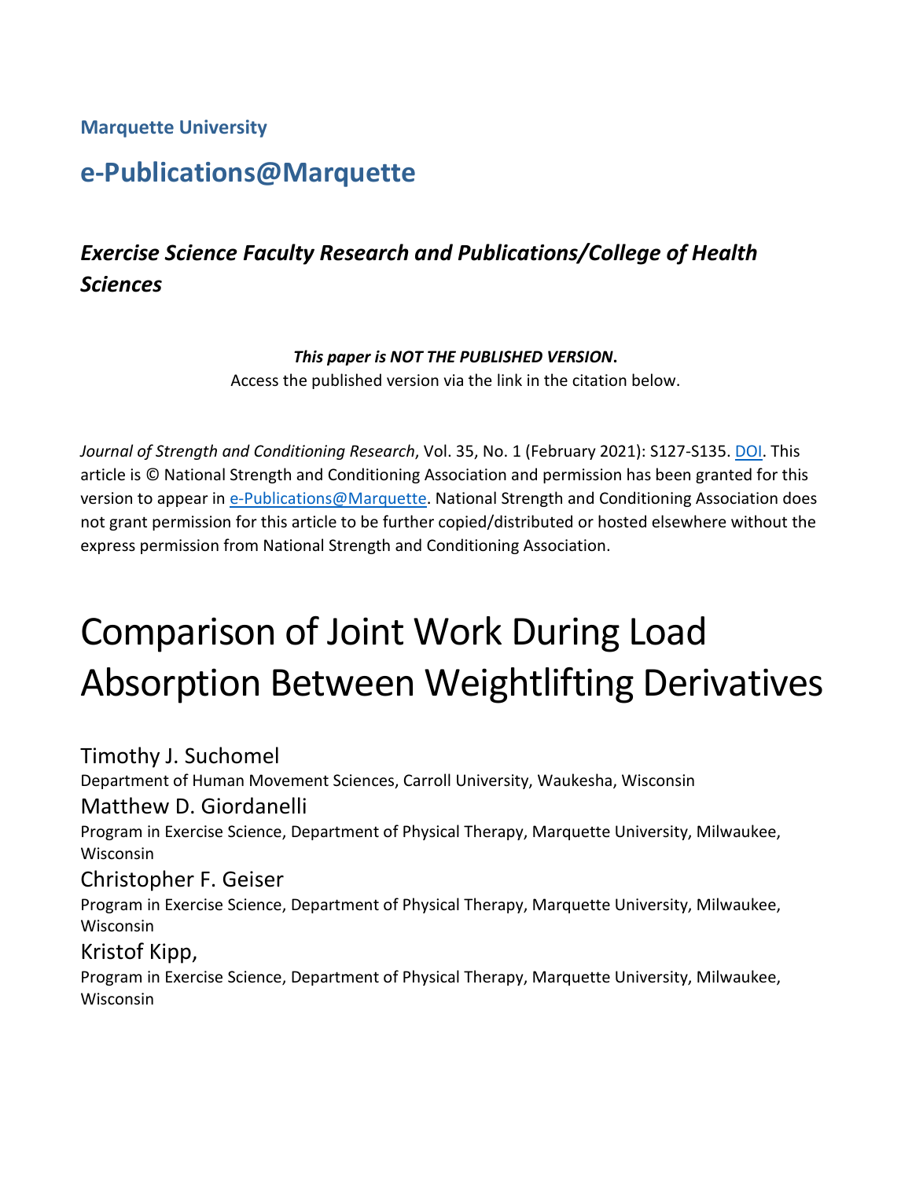**Marquette University**

## e-Publications@Marquette

### *Exercise Science Faculty Research and Publications/College of Health Sciences*

***This paper is NOT THE PUBLISHED VERSION*.**
Access the published version via the link in the citation below.

*Journal of Strength and Conditioning Research*, Vol. 35, No. 1 (February 2021): S127-S135. DOI. This article is © National Strength and Conditioning Association and permission has been granted for this version to appear in e-Publications@Marquette. National Strength and Conditioning Association does not grant permission for this article to be further copied/distributed or hosted elsewhere without the express permission from National Strength and Conditioning Association.

# Comparison of Joint Work During Load Absorption Between Weightlifting Derivatives

Timothy J. Suchomel
Department of Human Movement Sciences, Carroll University, Waukesha, Wisconsin

Matthew D. Giordanelli
Program in Exercise Science, Department of Physical Therapy, Marquette University, Milwaukee, Wisconsin

Christopher F. Geiser
Program in Exercise Science, Department of Physical Therapy, Marquette University, Milwaukee, Wisconsin

Kristof Kipp,
Program in Exercise Science, Department of Physical Therapy, Marquette University, Milwaukee, Wisconsin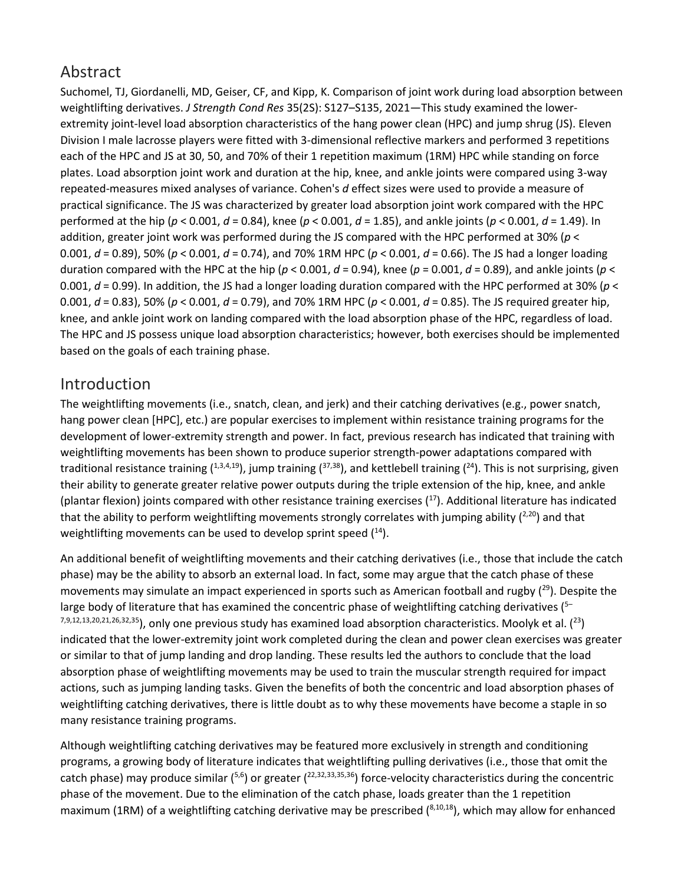## Abstract

Suchomel, TJ, Giordanelli, MD, Geiser, CF, and Kipp, K. Comparison of joint work during load absorption between weightlifting derivatives. *J Strength Cond Res* 35(2S): S127–S135, 2021—This study examined the lower-extremity joint-level load absorption characteristics of the hang power clean (HPC) and jump shrug (JS). Eleven Division I male lacrosse players were fitted with 3-dimensional reflective markers and performed 3 repetitions each of the HPC and JS at 30, 50, and 70% of their 1 repetition maximum (1RM) HPC while standing on force plates. Load absorption joint work and duration at the hip, knee, and ankle joints were compared using 3-way repeated-measures mixed analyses of variance. Cohen's *d* effect sizes were used to provide a measure of practical significance. The JS was characterized by greater load absorption joint work compared with the HPC performed at the hip ($p < 0.001$, $d = 0.84$), knee ($p < 0.001$, $d = 1.85$), and ankle joints ($p < 0.001$, $d = 1.49$). In addition, greater joint work was performed during the JS compared with the HPC performed at 30% ($p < 0.001$, $d = 0.89$), 50% ($p < 0.001$, $d = 0.74$), and 70% 1RM HPC ($p < 0.001$, $d = 0.66$). The JS had a longer loading duration compared with the HPC at the hip ($p < 0.001$, $d = 0.94$), knee ($p = 0.001$, $d = 0.89$), and ankle joints ($p < 0.001$, $d = 0.99$). In addition, the JS had a longer loading duration compared with the HPC performed at 30% ($p < 0.001$, $d = 0.83$), 50% ($p < 0.001$, $d = 0.79$), and 70% 1RM HPC ($p < 0.001$, $d = 0.85$). The JS required greater hip, knee, and ankle joint work on landing compared with the load absorption phase of the HPC, regardless of load. The HPC and JS possess unique load absorption characteristics; however, both exercises should be implemented based on the goals of each training phase.

## Introduction

The weightlifting movements (i.e., snatch, clean, and jerk) and their catching derivatives (e.g., power snatch, hang power clean [HPC], etc.) are popular exercises to implement within resistance training programs for the development of lower-extremity strength and power. In fact, previous research has indicated that training with weightlifting movements has been shown to produce superior strength-power adaptations compared with traditional resistance training ([1,3,4,19]), jump training ([37,38]), and kettlebell training ([24]). This is not surprising, given their ability to generate greater relative power outputs during the triple extension of the hip, knee, and ankle (plantar flexion) joints compared with other resistance training exercises ([17]). Additional literature has indicated that the ability to perform weightlifting movements strongly correlates with jumping ability ([2,20]) and that weightlifting movements can be used to develop sprint speed ([14]).

An additional benefit of weightlifting movements and their catching derivatives (i.e., those that include the catch phase) may be the ability to absorb an external load. In fact, some may argue that the catch phase of these movements may simulate an impact experienced in sports such as American football and rugby ([29]). Despite the large body of literature that has examined the concentric phase of weightlifting catching derivatives ([5–7,9,12,13,20,21,26,32,35]), only one previous study has examined load absorption characteristics. Moolyk et al. ([23]) indicated that the lower-extremity joint work completed during the clean and power clean exercises was greater or similar to that of jump landing and drop landing. These results led the authors to conclude that the load absorption phase of weightlifting movements may be used to train the muscular strength required for impact actions, such as jumping landing tasks. Given the benefits of both the concentric and load absorption phases of weightlifting catching derivatives, there is little doubt as to why these movements have become a staple in so many resistance training programs.

Although weightlifting catching derivatives may be featured more exclusively in strength and conditioning programs, a growing body of literature indicates that weightlifting pulling derivatives (i.e., those that omit the catch phase) may produce similar ([5,6]) or greater ([22,32,33,35,36]) force-velocity characteristics during the concentric phase of the movement. Due to the elimination of the catch phase, loads greater than the 1 repetition maximum (1RM) of a weightlifting catching derivative may be prescribed ([8,10,18]), which may allow for enhanced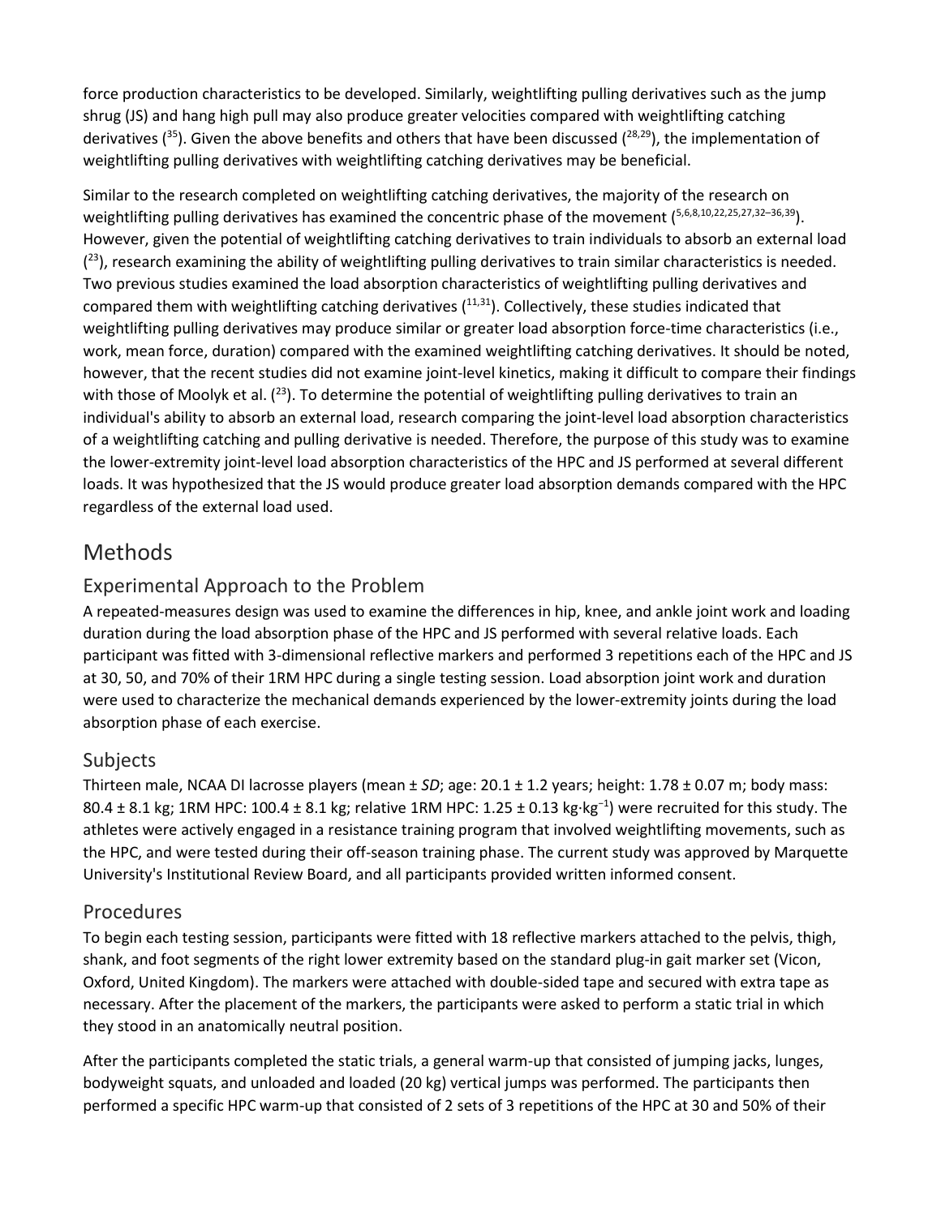force production characteristics to be developed. Similarly, weightlifting pulling derivatives such as the jump shrug (JS) and hang high pull may also produce greater velocities compared with weightlifting catching derivatives ([35]). Given the above benefits and others that have been discussed ([28,29]), the implementation of weightlifting pulling derivatives with weightlifting catching derivatives may be beneficial.

Similar to the research completed on weightlifting catching derivatives, the majority of the research on weightlifting pulling derivatives has examined the concentric phase of the movement ([5,6,8,10,22,25,27,32–36,39]). However, given the potential of weightlifting catching derivatives to train individuals to absorb an external load ([23]), research examining the ability of weightlifting pulling derivatives to train similar characteristics is needed. Two previous studies examined the load absorption characteristics of weightlifting pulling derivatives and compared them with weightlifting catching derivatives ([11,31]). Collectively, these studies indicated that weightlifting pulling derivatives may produce similar or greater load absorption force-time characteristics (i.e., work, mean force, duration) compared with the examined weightlifting catching derivatives. It should be noted, however, that the recent studies did not examine joint-level kinetics, making it difficult to compare their findings with those of Moolyk et al. ([23]). To determine the potential of weightlifting pulling derivatives to train an individual's ability to absorb an external load, research comparing the joint-level load absorption characteristics of a weightlifting catching and pulling derivative is needed. Therefore, the purpose of this study was to examine the lower-extremity joint-level load absorption characteristics of the HPC and JS performed at several different loads. It was hypothesized that the JS would produce greater load absorption demands compared with the HPC regardless of the external load used.

# Methods

## Experimental Approach to the Problem

A repeated-measures design was used to examine the differences in hip, knee, and ankle joint work and loading duration during the load absorption phase of the HPC and JS performed with several relative loads. Each participant was fitted with 3-dimensional reflective markers and performed 3 repetitions each of the HPC and JS at 30, 50, and 70% of their 1RM HPC during a single testing session. Load absorption joint work and duration were used to characterize the mechanical demands experienced by the lower-extremity joints during the load absorption phase of each exercise.

## Subjects

Thirteen male, NCAA DI lacrosse players (mean ± *SD*; age: 20.1 ± 1.2 years; height: 1.78 ± 0.07 m; body mass: 80.4 ± 8.1 kg; 1RM HPC: 100.4 ± 8.1 kg; relative 1RM HPC: 1.25 ± 0.13 $kg \cdot kg^{-1}$) were recruited for this study. The athletes were actively engaged in a resistance training program that involved weightlifting movements, such as the HPC, and were tested during their off-season training phase. The current study was approved by Marquette University's Institutional Review Board, and all participants provided written informed consent.

## Procedures

To begin each testing session, participants were fitted with 18 reflective markers attached to the pelvis, thigh, shank, and foot segments of the right lower extremity based on the standard plug-in gait marker set (Vicon, Oxford, United Kingdom). The markers were attached with double-sided tape and secured with extra tape as necessary. After the placement of the markers, the participants were asked to perform a static trial in which they stood in an anatomically neutral position.

After the participants completed the static trials, a general warm-up that consisted of jumping jacks, lunges, bodyweight squats, and unloaded and loaded (20 kg) vertical jumps was performed. The participants then performed a specific HPC warm-up that consisted of 2 sets of 3 repetitions of the HPC at 30 and 50% of their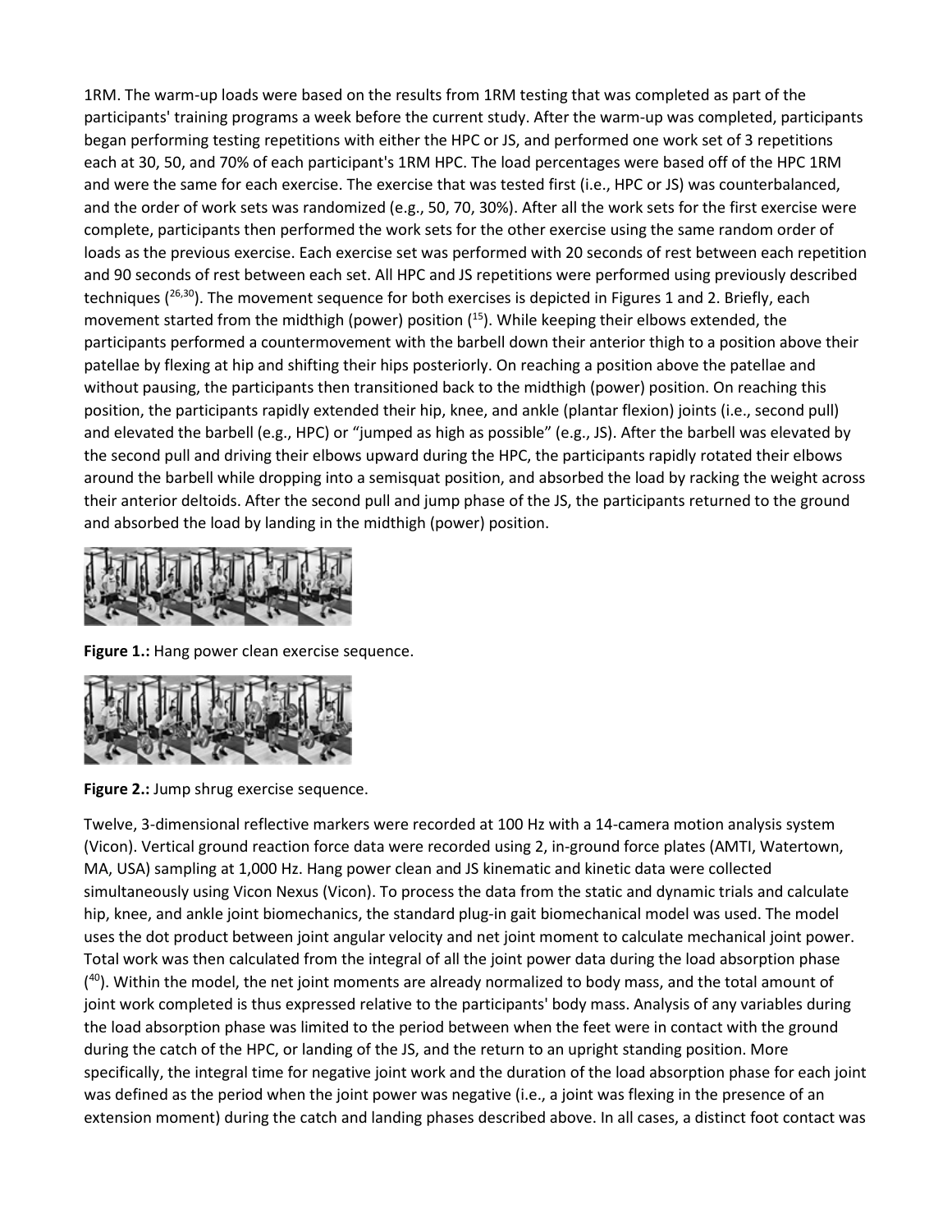1RM. The warm-up loads were based on the results from 1RM testing that was completed as part of the participants' training programs a week before the current study. After the warm-up was completed, participants began performing testing repetitions with either the HPC or JS, and performed one work set of 3 repetitions each at 30, 50, and 70% of each participant's 1RM HPC. The load percentages were based off of the HPC 1RM and were the same for each exercise. The exercise that was tested first (i.e., HPC or JS) was counterbalanced, and the order of work sets was randomized (e.g., 50, 70, 30%). After all the work sets for the first exercise were complete, participants then performed the work sets for the other exercise using the same random order of loads as the previous exercise. Each exercise set was performed with 20 seconds of rest between each repetition and 90 seconds of rest between each set. All HPC and JS repetitions were performed using previously described techniques ([26,30]). The movement sequence for both exercises is depicted in Figures 1 and 2. Briefly, each movement started from the midthigh (power) position ([15]). While keeping their elbows extended, the participants performed a countermovement with the barbell down their anterior thigh to a position above their patellae by flexing at hip and shifting their hips posteriorly. On reaching a position above the patellae and without pausing, the participants then transitioned back to the midthigh (power) position. On reaching this position, the participants rapidly extended their hip, knee, and ankle (plantar flexion) joints (i.e., second pull) and elevated the barbell (e.g., HPC) or "jumped as high as possible" (e.g., JS). After the barbell was elevated by the second pull and driving their elbows upward during the HPC, the participants rapidly rotated their elbows around the barbell while dropping into a semisquat position, and absorbed the load by racking the weight across their anterior deltoids. After the second pull and jump phase of the JS, the participants returned to the ground and absorbed the load by landing in the midthigh (power) position.

**Figure 1.:** Hang power clean exercise sequence.

**Figure 2.:** Jump shrug exercise sequence.

Twelve, 3-dimensional reflective markers were recorded at 100 Hz with a 14-camera motion analysis system (Vicon). Vertical ground reaction force data were recorded using 2, in-ground force plates (AMTI, Watertown, MA, USA) sampling at 1,000 Hz. Hang power clean and JS kinematic and kinetic data were collected simultaneously using Vicon Nexus (Vicon). To process the data from the static and dynamic trials and calculate hip, knee, and ankle joint biomechanics, the standard plug-in gait biomechanical model was used. The model uses the dot product between joint angular velocity and net joint moment to calculate mechanical joint power. Total work was then calculated from the integral of all the joint power data during the load absorption phase ([40]). Within the model, the net joint moments are already normalized to body mass, and the total amount of joint work completed is thus expressed relative to the participants' body mass. Analysis of any variables during the load absorption phase was limited to the period between when the feet were in contact with the ground during the catch of the HPC, or landing of the JS, and the return to an upright standing position. More specifically, the integral time for negative joint work and the duration of the load absorption phase for each joint was defined as the period when the joint power was negative (i.e., a joint was flexing in the presence of an extension moment) during the catch and landing phases described above. In all cases, a distinct foot contact was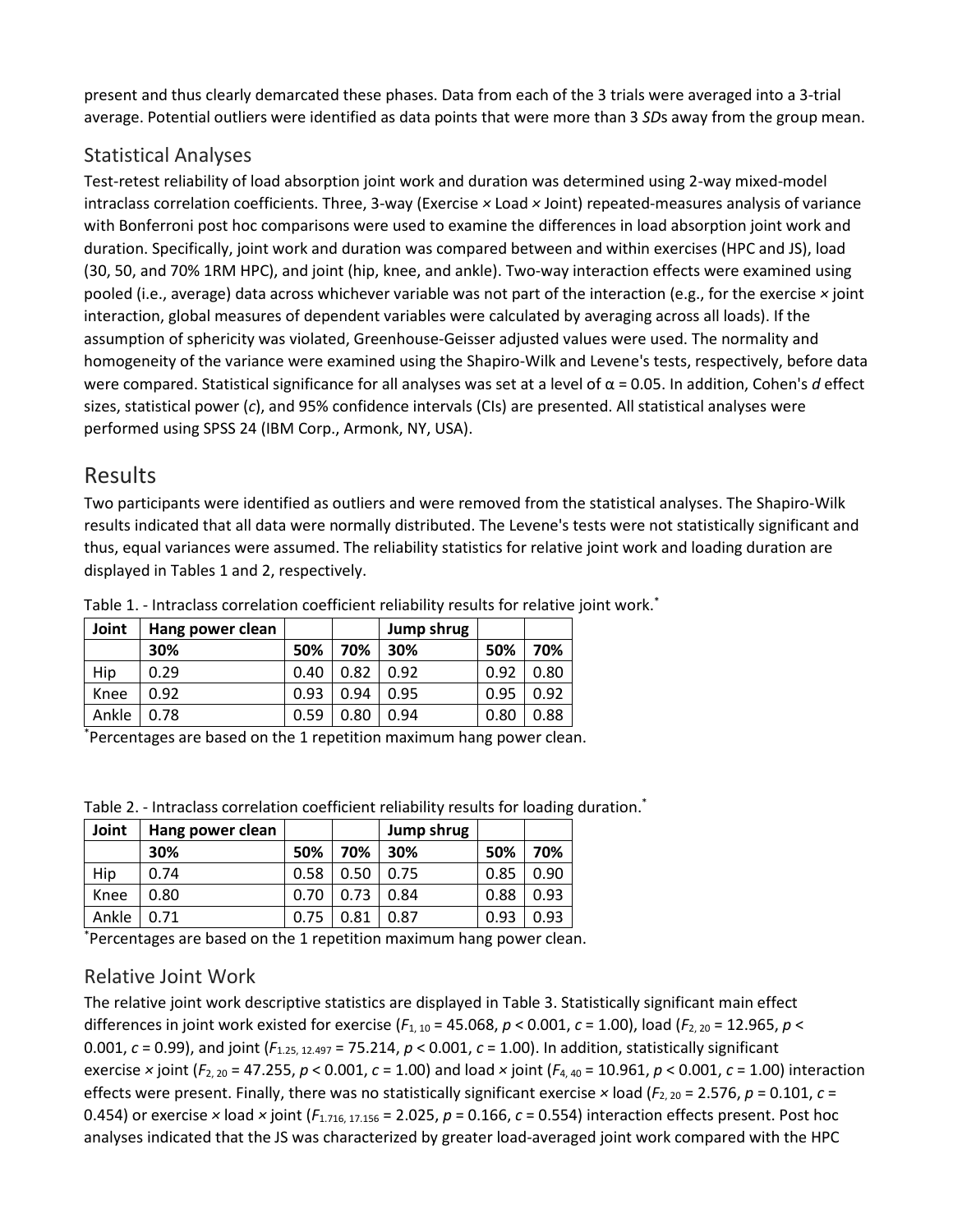present and thus clearly demarcated these phases. Data from each of the 3 trials were averaged into a 3-trial average. Potential outliers were identified as data points that were more than 3 *SD*s away from the group mean.

## Statistical Analyses

Test-retest reliability of load absorption joint work and duration was determined using 2-way mixed-model intraclass correlation coefficients. Three, 3-way (Exercise × Load × Joint) repeated-measures analysis of variance with Bonferroni post hoc comparisons were used to examine the differences in load absorption joint work and duration. Specifically, joint work and duration was compared between and within exercises (HPC and JS), load (30, 50, and 70% 1RM HPC), and joint (hip, knee, and ankle). Two-way interaction effects were examined using pooled (i.e., average) data across whichever variable was not part of the interaction (e.g., for the exercise × joint interaction, global measures of dependent variables were calculated by averaging across all loads). If the assumption of sphericity was violated, Greenhouse-Geisser adjusted values were used. The normality and homogeneity of the variance were examined using the Shapiro-Wilk and Levene's tests, respectively, before data were compared. Statistical significance for all analyses was set at a level of $\alpha = 0.05$. In addition, Cohen's *d* effect sizes, statistical power (*c*), and 95% confidence intervals (CIs) are presented. All statistical analyses were performed using SPSS 24 (IBM Corp., Armonk, NY, USA).

# Results

Two participants were identified as outliers and were removed from the statistical analyses. The Shapiro-Wilk results indicated that all data were normally distributed. The Levene's tests were not statistically significant and thus, equal variances were assumed. The reliability statistics for relative joint work and loading duration are displayed in Tables 1 and 2, respectively.

Table 1. - Intraclass correlation coefficient reliability results for relative joint work.*

| Joint | Hang power clean | | | Jump shrug | | |
|---|---|---|---|---|---|---|
| | 30% | 50% | 70% | 30% | 50% | 70% |
| Hip | 0.29 | 0.40 | 0.82 | 0.92 | 0.92 | 0.80 |
| Knee | 0.92 | 0.93 | 0.94 | 0.95 | 0.95 | 0.92 |
| Ankle | 0.78 | 0.59 | 0.80 | 0.94 | 0.80 | 0.88 |

*Percentages are based on the 1 repetition maximum hang power clean.

Table 2. - Intraclass correlation coefficient reliability results for loading duration.*

| Joint | Hang power clean | | | Jump shrug | | |
|---|---|---|---|---|---|---|
| | 30% | 50% | 70% | 30% | 50% | 70% |
| Hip | 0.74 | 0.58 | 0.50 | 0.75 | 0.85 | 0.90 |
| Knee | 0.80 | 0.70 | 0.73 | 0.84 | 0.88 | 0.93 |
| Ankle | 0.71 | 0.75 | 0.81 | 0.87 | 0.93 | 0.93 |

*Percentages are based on the 1 repetition maximum hang power clean.

## Relative Joint Work

The relative joint work descriptive statistics are displayed in Table 3. Statistically significant main effect differences in joint work existed for exercise ($F_{1, 10} = 45.068$, $p < 0.001$, $c = 1.00$), load ($F_{2, 20} = 12.965$, $p < 0.001$, $c = 0.99$), and joint ($F_{1.25, 12.497} = 75.214$, $p < 0.001$, $c = 1.00$). In addition, statistically significant exercise × joint ($F_{2, 20} = 47.255$, $p < 0.001$, $c = 1.00$) and load × joint ($F_{4, 40} = 10.961$, $p < 0.001$, $c = 1.00$) interaction effects were present. Finally, there was no statistically significant exercise × load ($F_{2, 20} = 2.576$, $p = 0.101$, $c = 0.454$) or exercise × load × joint ($F_{1.716, 17.156} = 2.025$, $p = 0.166$, $c = 0.554$) interaction effects present. Post hoc analyses indicated that the JS was characterized by greater load-averaged joint work compared with the HPC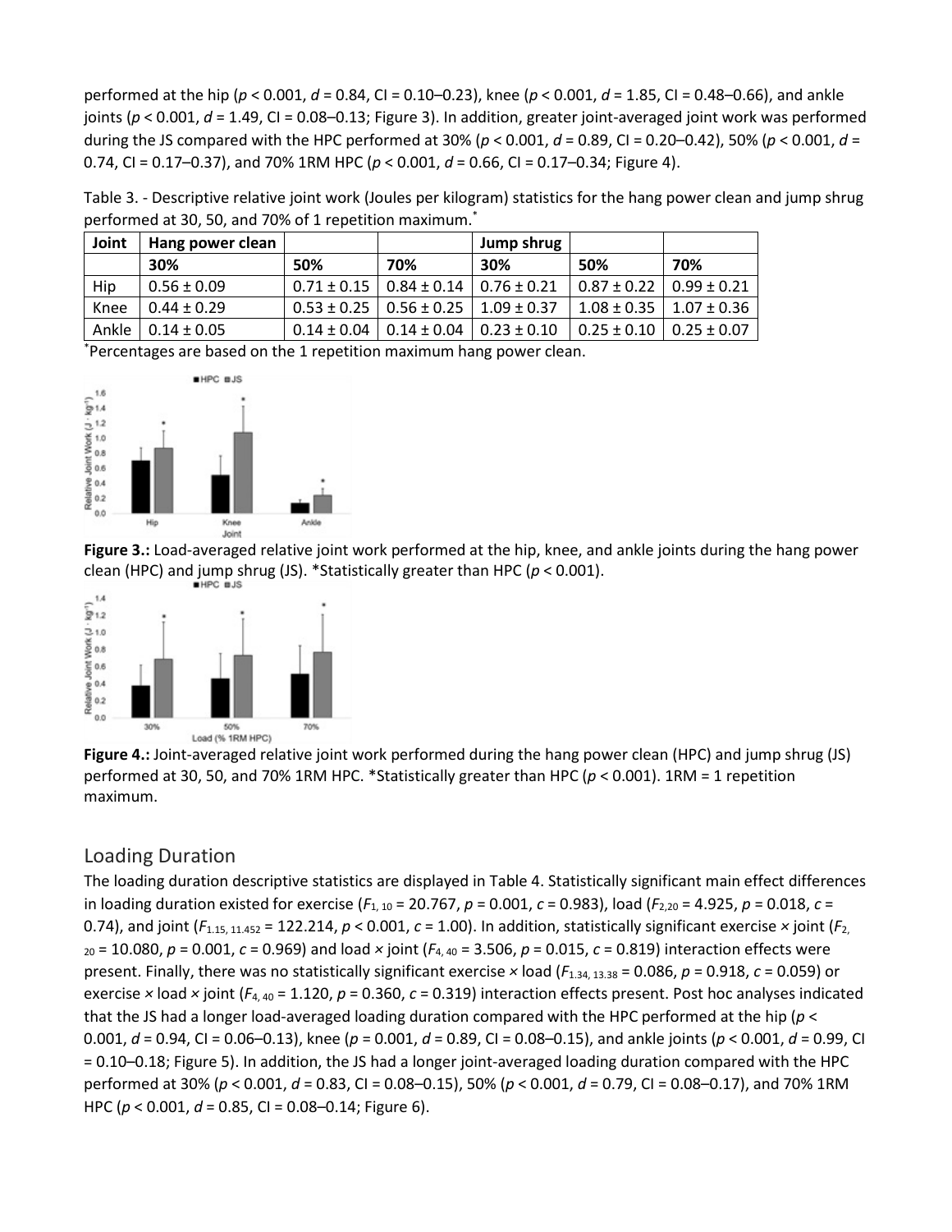performed at the hip ($p < 0.001$, $d = 0.84$, CI = 0.10–0.23), knee ($p < 0.001$, $d = 1.85$, CI = 0.48–0.66), and ankle joints ($p < 0.001$, $d = 1.49$, CI = 0.08–0.13; Figure 3). In addition, greater joint-averaged joint work was performed during the JS compared with the HPC performed at 30% ($p < 0.001$, $d = 0.89$, CI = 0.20–0.42), 50% ($p < 0.001$, $d = 0.74$, CI = 0.17–0.37), and 70% 1RM HPC ($p < 0.001$, $d = 0.66$, CI = 0.17–0.34; Figure 4).

Table 3. - Descriptive relative joint work (Joules per kilogram) statistics for the hang power clean and jump shrug performed at 30, 50, and 70% of 1 repetition maximum.*

| Joint | Hang power clean | | | Jump shrug | | |
|---|---|---|---|---|---|---|
| | 30% | 50% | 70% | 30% | 50% | 70% |
| Hip | 0.56 ± 0.09 | 0.71 ± 0.15 | 0.84 ± 0.14 | 0.76 ± 0.21 | 0.87 ± 0.22 | 0.99 ± 0.21 |
| Knee | 0.44 ± 0.29 | 0.53 ± 0.25 | 0.56 ± 0.25 | 1.09 ± 0.37 | 1.08 ± 0.35 | 1.07 ± 0.36 |
| Ankle | 0.14 ± 0.05 | 0.14 ± 0.04 | 0.14 ± 0.04 | 0.23 ± 0.10 | 0.25 ± 0.10 | 0.25 ± 0.07 |

*Percentages are based on the 1 repetition maximum hang power clean.

**Figure 3.:** Load-averaged relative joint work performed at the hip, knee, and ankle joints during the hang power clean (HPC) and jump shrug (JS). *Statistically greater than HPC ($p < 0.001$).

**Figure 4.:** Joint-averaged relative joint work performed during the hang power clean (HPC) and jump shrug (JS) performed at 30, 50, and 70% 1RM HPC. *Statistically greater than HPC ($p < 0.001$). 1RM = 1 repetition maximum.

## Loading Duration

The loading duration descriptive statistics are displayed in Table 4. Statistically significant main effect differences in loading duration existed for exercise ($F_{1, 10} = 20.767$, $p = 0.001$, $c = 0.983$), load ($F_{2,20} = 4.925$, $p = 0.018$, $c = 0.74$), and joint ($F_{1.15, 11.452} = 122.214$, $p < 0.001$, $c = 1.00$). In addition, statistically significant exercise × joint ($F_{2, 20} = 10.080$, $p = 0.001$, $c = 0.969$) and load × joint ($F_{4, 40} = 3.506$, $p = 0.015$, $c = 0.819$) interaction effects were present. Finally, there was no statistically significant exercise × load ($F_{1.34, 13.38} = 0.086$, $p = 0.918$, $c = 0.059$) or exercise × load × joint ($F_{4, 40} = 1.120$, $p = 0.360$, $c = 0.319$) interaction effects present. Post hoc analyses indicated that the JS had a longer load-averaged loading duration compared with the HPC performed at the hip ($p < 0.001$, $d = 0.94$, CI = 0.06–0.13), knee ($p = 0.001$, $d = 0.89$, CI = 0.08–0.15), and ankle joints ($p < 0.001$, $d = 0.99$, CI = 0.10–0.18; Figure 5). In addition, the JS had a longer joint-averaged loading duration compared with the HPC performed at 30% ($p < 0.001$, $d = 0.83$, CI = 0.08–0.15), 50% ($p < 0.001$, $d = 0.79$, CI = 0.08–0.17), and 70% 1RM HPC ($p < 0.001$, $d = 0.85$, CI = 0.08–0.14; Figure 6).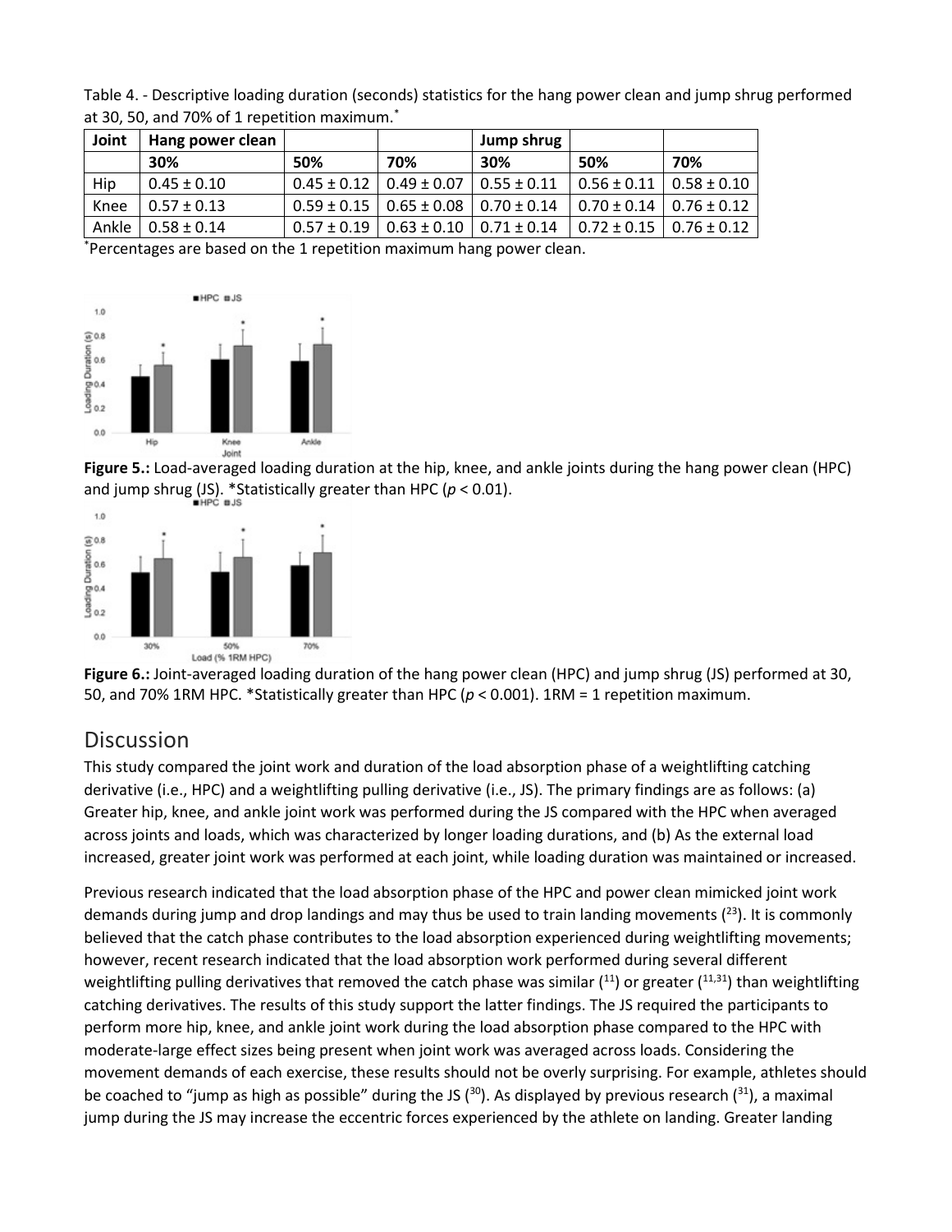Table 4. - Descriptive loading duration (seconds) statistics for the hang power clean and jump shrug performed at 30, 50, and 70% of 1 repetition maximum.*

| Joint | Hang power clean | | | Jump shrug | | |
|---|---|---|---|---|---|---|
| | 30% | 50% | 70% | 30% | 50% | 70% |
| Hip | 0.45 ± 0.10 | 0.45 ± 0.12 | 0.49 ± 0.07 | 0.55 ± 0.11 | 0.56 ± 0.11 | 0.58 ± 0.10 |
| Knee | 0.57 ± 0.13 | 0.59 ± 0.15 | 0.65 ± 0.08 | 0.70 ± 0.14 | 0.70 ± 0.14 | 0.76 ± 0.12 |
| Ankle | 0.58 ± 0.14 | 0.57 ± 0.19 | 0.63 ± 0.10 | 0.71 ± 0.14 | 0.72 ± 0.15 | 0.76 ± 0.12 |

*Percentages are based on the 1 repetition maximum hang power clean.

**Figure 5.:** Load-averaged loading duration at the hip, knee, and ankle joints during the hang power clean (HPC) and jump shrug (JS). *Statistically greater than HPC ($p < 0.01$).

**Figure 6.:** Joint-averaged loading duration of the hang power clean (HPC) and jump shrug (JS) performed at 30, 50, and 70% 1RM HPC. *Statistically greater than HPC ($p < 0.001$). 1RM = 1 repetition maximum.

## Discussion

This study compared the joint work and duration of the load absorption phase of a weightlifting catching derivative (i.e., HPC) and a weightlifting pulling derivative (i.e., JS). The primary findings are as follows: (a) Greater hip, knee, and ankle joint work was performed during the JS compared with the HPC when averaged across joints and loads, which was characterized by longer loading durations, and (b) As the external load increased, greater joint work was performed at each joint, while loading duration was maintained or increased.

Previous research indicated that the load absorption phase of the HPC and power clean mimicked joint work demands during jump and drop landings and may thus be used to train landing movements ([23]). It is commonly believed that the catch phase contributes to the load absorption experienced during weightlifting movements; however, recent research indicated that the load absorption work performed during several different weightlifting pulling derivatives that removed the catch phase was similar ([11]) or greater ([11,31]) than weightlifting catching derivatives. The results of this study support the latter findings. The JS required the participants to perform more hip, knee, and ankle joint work during the load absorption phase compared to the HPC with moderate-large effect sizes being present when joint work was averaged across loads. Considering the movement demands of each exercise, these results should not be overly surprising. For example, athletes should be coached to "jump as high as possible" during the JS ([30]). As displayed by previous research ([31]), a maximal jump during the JS may increase the eccentric forces experienced by the athlete on landing. Greater landing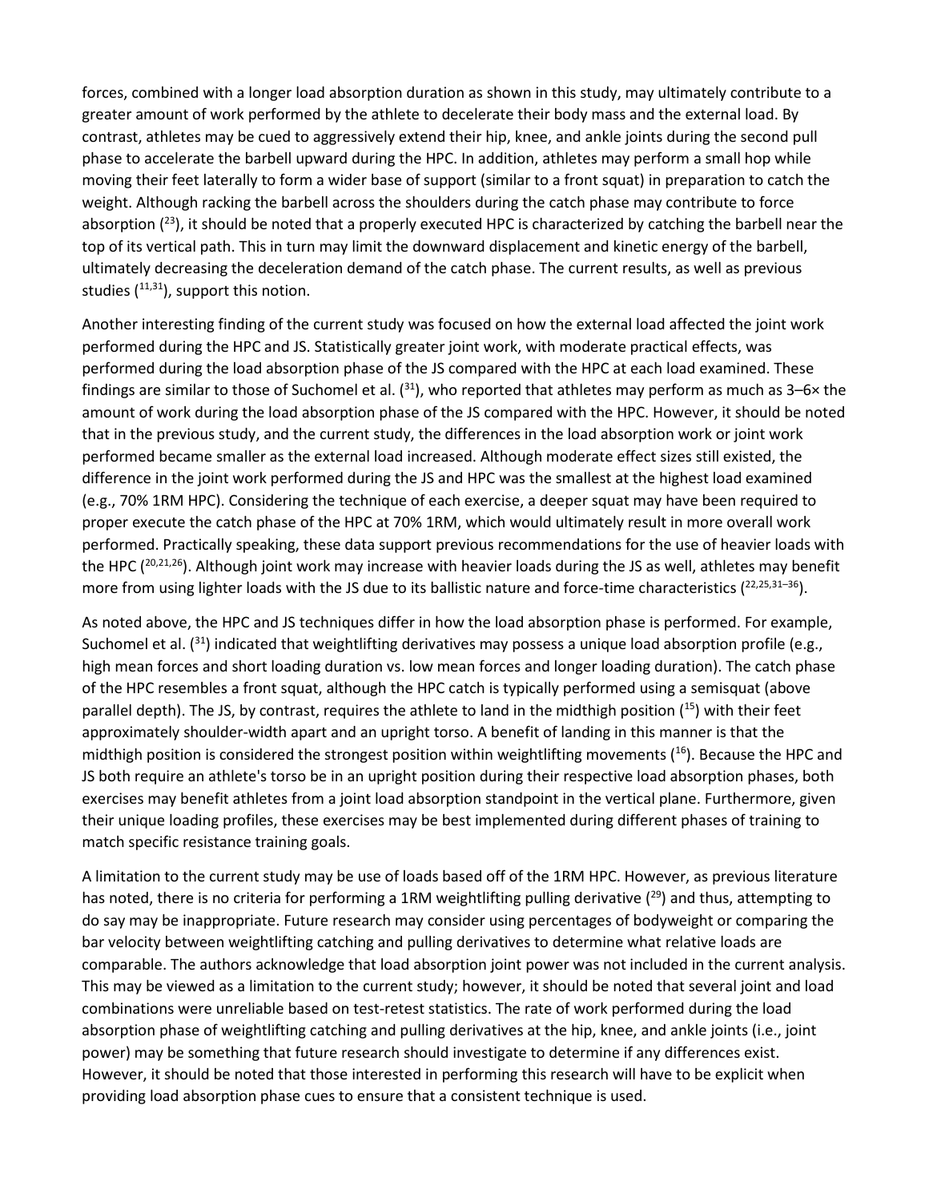forces, combined with a longer load absorption duration as shown in this study, may ultimately contribute to a greater amount of work performed by the athlete to decelerate their body mass and the external load. By contrast, athletes may be cued to aggressively extend their hip, knee, and ankle joints during the second pull phase to accelerate the barbell upward during the HPC. In addition, athletes may perform a small hop while moving their feet laterally to form a wider base of support (similar to a front squat) in preparation to catch the weight. Although racking the barbell across the shoulders during the catch phase may contribute to force absorption ([23]), it should be noted that a properly executed HPC is characterized by catching the barbell near the top of its vertical path. This in turn may limit the downward displacement and kinetic energy of the barbell, ultimately decreasing the deceleration demand of the catch phase. The current results, as well as previous studies ([11,31]), support this notion.

Another interesting finding of the current study was focused on how the external load affected the joint work performed during the HPC and JS. Statistically greater joint work, with moderate practical effects, was performed during the load absorption phase of the JS compared with the HPC at each load examined. These findings are similar to those of Suchomel et al. ([31]), who reported that athletes may perform as much as 3–6× the amount of work during the load absorption phase of the JS compared with the HPC. However, it should be noted that in the previous study, and the current study, the differences in the load absorption work or joint work performed became smaller as the external load increased. Although moderate effect sizes still existed, the difference in the joint work performed during the JS and HPC was the smallest at the highest load examined (e.g., 70% 1RM HPC). Considering the technique of each exercise, a deeper squat may have been required to proper execute the catch phase of the HPC at 70% 1RM, which would ultimately result in more overall work performed. Practically speaking, these data support previous recommendations for the use of heavier loads with the HPC ([20,21,26]). Although joint work may increase with heavier loads during the JS as well, athletes may benefit more from using lighter loads with the JS due to its ballistic nature and force-time characteristics ([22,25,31–36]).

As noted above, the HPC and JS techniques differ in how the load absorption phase is performed. For example, Suchomel et al. ([31]) indicated that weightlifting derivatives may possess a unique load absorption profile (e.g., high mean forces and short loading duration vs. low mean forces and longer loading duration). The catch phase of the HPC resembles a front squat, although the HPC catch is typically performed using a semisquat (above parallel depth). The JS, by contrast, requires the athlete to land in the midthigh position ([15]) with their feet approximately shoulder-width apart and an upright torso. A benefit of landing in this manner is that the midthigh position is considered the strongest position within weightlifting movements ([16]). Because the HPC and JS both require an athlete's torso be in an upright position during their respective load absorption phases, both exercises may benefit athletes from a joint load absorption standpoint in the vertical plane. Furthermore, given their unique loading profiles, these exercises may be best implemented during different phases of training to match specific resistance training goals.

A limitation to the current study may be use of loads based off of the 1RM HPC. However, as previous literature has noted, there is no criteria for performing a 1RM weightlifting pulling derivative ([29]) and thus, attempting to do say may be inappropriate. Future research may consider using percentages of bodyweight or comparing the bar velocity between weightlifting catching and pulling derivatives to determine what relative loads are comparable. The authors acknowledge that load absorption joint power was not included in the current analysis. This may be viewed as a limitation to the current study; however, it should be noted that several joint and load combinations were unreliable based on test-retest statistics. The rate of work performed during the load absorption phase of weightlifting catching and pulling derivatives at the hip, knee, and ankle joints (i.e., joint power) may be something that future research should investigate to determine if any differences exist. However, it should be noted that those interested in performing this research will have to be explicit when providing load absorption phase cues to ensure that a consistent technique is used.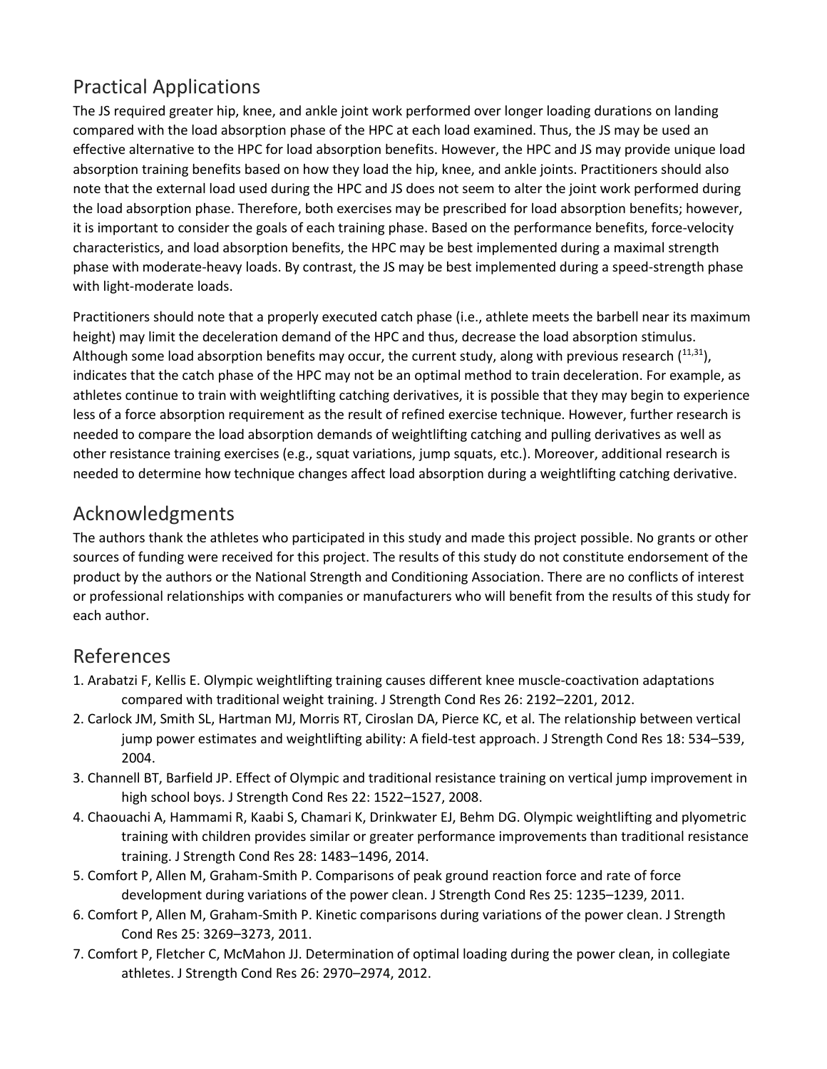## Practical Applications

The JS required greater hip, knee, and ankle joint work performed over longer loading durations on landing compared with the load absorption phase of the HPC at each load examined. Thus, the JS may be used an effective alternative to the HPC for load absorption benefits. However, the HPC and JS may provide unique load absorption training benefits based on how they load the hip, knee, and ankle joints. Practitioners should also note that the external load used during the HPC and JS does not seem to alter the joint work performed during the load absorption phase. Therefore, both exercises may be prescribed for load absorption benefits; however, it is important to consider the goals of each training phase. Based on the performance benefits, force-velocity characteristics, and load absorption benefits, the HPC may be best implemented during a maximal strength phase with moderate-heavy loads. By contrast, the JS may be best implemented during a speed-strength phase with light-moderate loads.

Practitioners should note that a properly executed catch phase (i.e., athlete meets the barbell near its maximum height) may limit the deceleration demand of the HPC and thus, decrease the load absorption stimulus. Although some load absorption benefits may occur, the current study, along with previous research ([11,31]), indicates that the catch phase of the HPC may not be an optimal method to train deceleration. For example, as athletes continue to train with weightlifting catching derivatives, it is possible that they may begin to experience less of a force absorption requirement as the result of refined exercise technique. However, further research is needed to compare the load absorption demands of weightlifting catching and pulling derivatives as well as other resistance training exercises (e.g., squat variations, jump squats, etc.). Moreover, additional research is needed to determine how technique changes affect load absorption during a weightlifting catching derivative.

## Acknowledgments

The authors thank the athletes who participated in this study and made this project possible. No grants or other sources of funding were received for this project. The results of this study do not constitute endorsement of the product by the authors or the National Strength and Conditioning Association. There are no conflicts of interest or professional relationships with companies or manufacturers who will benefit from the results of this study for each author.

## References

1. Arabatzi F, Kellis E. Olympic weightlifting training causes different knee muscle-coactivation adaptations compared with traditional weight training. J Strength Cond Res 26: 2192–2201, 2012.
2. Carlock JM, Smith SL, Hartman MJ, Morris RT, Ciroslan DA, Pierce KC, et al. The relationship between vertical jump power estimates and weightlifting ability: A field-test approach. J Strength Cond Res 18: 534–539, 2004.
3. Channell BT, Barfield JP. Effect of Olympic and traditional resistance training on vertical jump improvement in high school boys. J Strength Cond Res 22: 1522–1527, 2008.
4. Chaouachi A, Hammami R, Kaabi S, Chamari K, Drinkwater EJ, Behm DG. Olympic weightlifting and plyometric training with children provides similar or greater performance improvements than traditional resistance training. J Strength Cond Res 28: 1483–1496, 2014.
5. Comfort P, Allen M, Graham-Smith P. Comparisons of peak ground reaction force and rate of force development during variations of the power clean. J Strength Cond Res 25: 1235–1239, 2011.
6. Comfort P, Allen M, Graham-Smith P. Kinetic comparisons during variations of the power clean. J Strength Cond Res 25: 3269–3273, 2011.
7. Comfort P, Fletcher C, McMahon JJ. Determination of optimal loading during the power clean, in collegiate athletes. J Strength Cond Res 26: 2970–2974, 2012.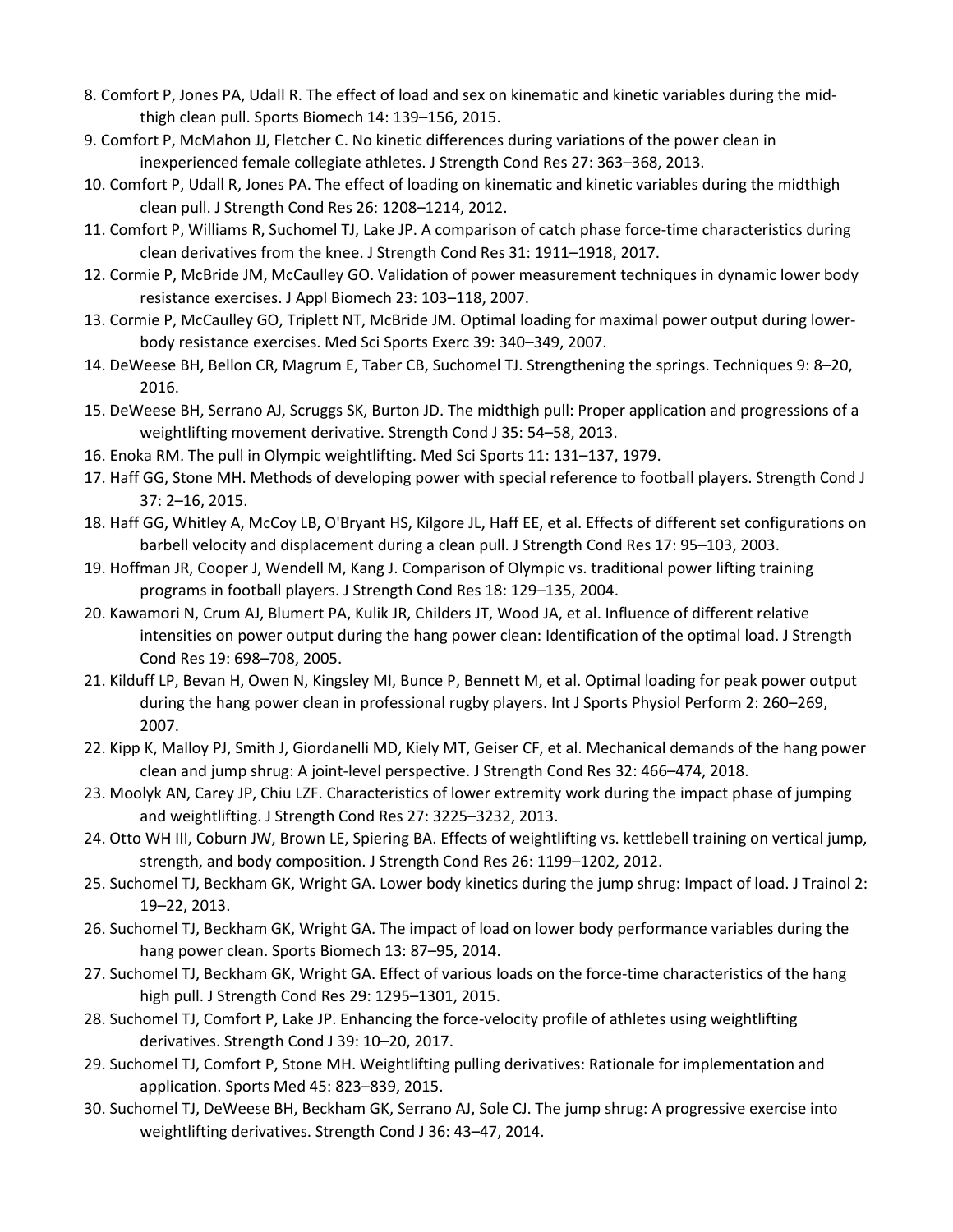8. Comfort P, Jones PA, Udall R. The effect of load and sex on kinematic and kinetic variables during the mid-thigh clean pull. Sports Biomech 14: 139–156, 2015.
9. Comfort P, McMahon JJ, Fletcher C. No kinetic differences during variations of the power clean in inexperienced female collegiate athletes. J Strength Cond Res 27: 363–368, 2013.
10. Comfort P, Udall R, Jones PA. The effect of loading on kinematic and kinetic variables during the midthigh clean pull. J Strength Cond Res 26: 1208–1214, 2012.
11. Comfort P, Williams R, Suchomel TJ, Lake JP. A comparison of catch phase force-time characteristics during clean derivatives from the knee. J Strength Cond Res 31: 1911–1918, 2017.
12. Cormie P, McBride JM, McCaulley GO. Validation of power measurement techniques in dynamic lower body resistance exercises. J Appl Biomech 23: 103–118, 2007.
13. Cormie P, McCaulley GO, Triplett NT, McBride JM. Optimal loading for maximal power output during lower-body resistance exercises. Med Sci Sports Exerc 39: 340–349, 2007.
14. DeWeese BH, Bellon CR, Magrum E, Taber CB, Suchomel TJ. Strengthening the springs. Techniques 9: 8–20, 2016.
15. DeWeese BH, Serrano AJ, Scruggs SK, Burton JD. The midthigh pull: Proper application and progressions of a weightlifting movement derivative. Strength Cond J 35: 54–58, 2013.
16. Enoka RM. The pull in Olympic weightlifting. Med Sci Sports 11: 131–137, 1979.
17. Haff GG, Stone MH. Methods of developing power with special reference to football players. Strength Cond J 37: 2–16, 2015.
18. Haff GG, Whitley A, McCoy LB, O'Bryant HS, Kilgore JL, Haff EE, et al. Effects of different set configurations on barbell velocity and displacement during a clean pull. J Strength Cond Res 17: 95–103, 2003.
19. Hoffman JR, Cooper J, Wendell M, Kang J. Comparison of Olympic vs. traditional power lifting training programs in football players. J Strength Cond Res 18: 129–135, 2004.
20. Kawamori N, Crum AJ, Blumert PA, Kulik JR, Childers JT, Wood JA, et al. Influence of different relative intensities on power output during the hang power clean: Identification of the optimal load. J Strength Cond Res 19: 698–708, 2005.
21. Kilduff LP, Bevan H, Owen N, Kingsley MI, Bunce P, Bennett M, et al. Optimal loading for peak power output during the hang power clean in professional rugby players. Int J Sports Physiol Perform 2: 260–269, 2007.
22. Kipp K, Malloy PJ, Smith J, Giordanelli MD, Kiely MT, Geiser CF, et al. Mechanical demands of the hang power clean and jump shrug: A joint-level perspective. J Strength Cond Res 32: 466–474, 2018.
23. Moolyk AN, Carey JP, Chiu LZF. Characteristics of lower extremity work during the impact phase of jumping and weightlifting. J Strength Cond Res 27: 3225–3232, 2013.
24. Otto WH III, Coburn JW, Brown LE, Spiering BA. Effects of weightlifting vs. kettlebell training on vertical jump, strength, and body composition. J Strength Cond Res 26: 1199–1202, 2012.
25. Suchomel TJ, Beckham GK, Wright GA. Lower body kinetics during the jump shrug: Impact of load. J Trainol 2: 19–22, 2013.
26. Suchomel TJ, Beckham GK, Wright GA. The impact of load on lower body performance variables during the hang power clean. Sports Biomech 13: 87–95, 2014.
27. Suchomel TJ, Beckham GK, Wright GA. Effect of various loads on the force-time characteristics of the hang high pull. J Strength Cond Res 29: 1295–1301, 2015.
28. Suchomel TJ, Comfort P, Lake JP. Enhancing the force-velocity profile of athletes using weightlifting derivatives. Strength Cond J 39: 10–20, 2017.
29. Suchomel TJ, Comfort P, Stone MH. Weightlifting pulling derivatives: Rationale for implementation and application. Sports Med 45: 823–839, 2015.
30. Suchomel TJ, DeWeese BH, Beckham GK, Serrano AJ, Sole CJ. The jump shrug: A progressive exercise into weightlifting derivatives. Strength Cond J 36: 43–47, 2014.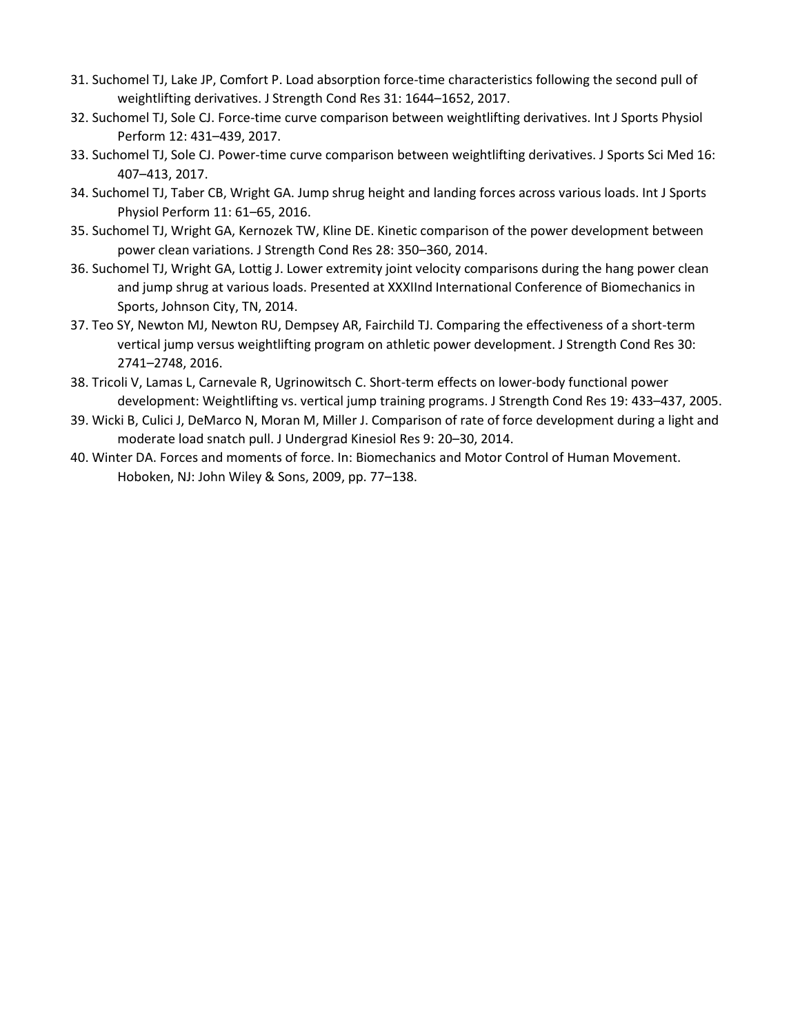31. Suchomel TJ, Lake JP, Comfort P. Load absorption force-time characteristics following the second pull of weightlifting derivatives. J Strength Cond Res 31: 1644–1652, 2017.
32. Suchomel TJ, Sole CJ. Force-time curve comparison between weightlifting derivatives. Int J Sports Physiol Perform 12: 431–439, 2017.
33. Suchomel TJ, Sole CJ. Power-time curve comparison between weightlifting derivatives. J Sports Sci Med 16: 407–413, 2017.
34. Suchomel TJ, Taber CB, Wright GA. Jump shrug height and landing forces across various loads. Int J Sports Physiol Perform 11: 61–65, 2016.
35. Suchomel TJ, Wright GA, Kernozek TW, Kline DE. Kinetic comparison of the power development between power clean variations. J Strength Cond Res 28: 350–360, 2014.
36. Suchomel TJ, Wright GA, Lottig J. Lower extremity joint velocity comparisons during the hang power clean and jump shrug at various loads. Presented at XXXIInd International Conference of Biomechanics in Sports, Johnson City, TN, 2014.
37. Teo SY, Newton MJ, Newton RU, Dempsey AR, Fairchild TJ. Comparing the effectiveness of a short-term vertical jump versus weightlifting program on athletic power development. J Strength Cond Res 30: 2741–2748, 2016.
38. Tricoli V, Lamas L, Carnevale R, Ugrinowitsch C. Short-term effects on lower-body functional power development: Weightlifting vs. vertical jump training programs. J Strength Cond Res 19: 433–437, 2005.
39. Wicki B, Culici J, DeMarco N, Moran M, Miller J. Comparison of rate of force development during a light and moderate load snatch pull. J Undergrad Kinesiol Res 9: 20–30, 2014.
40. Winter DA. Forces and moments of force. In: Biomechanics and Motor Control of Human Movement. Hoboken, NJ: John Wiley & Sons, 2009, pp. 77–138.